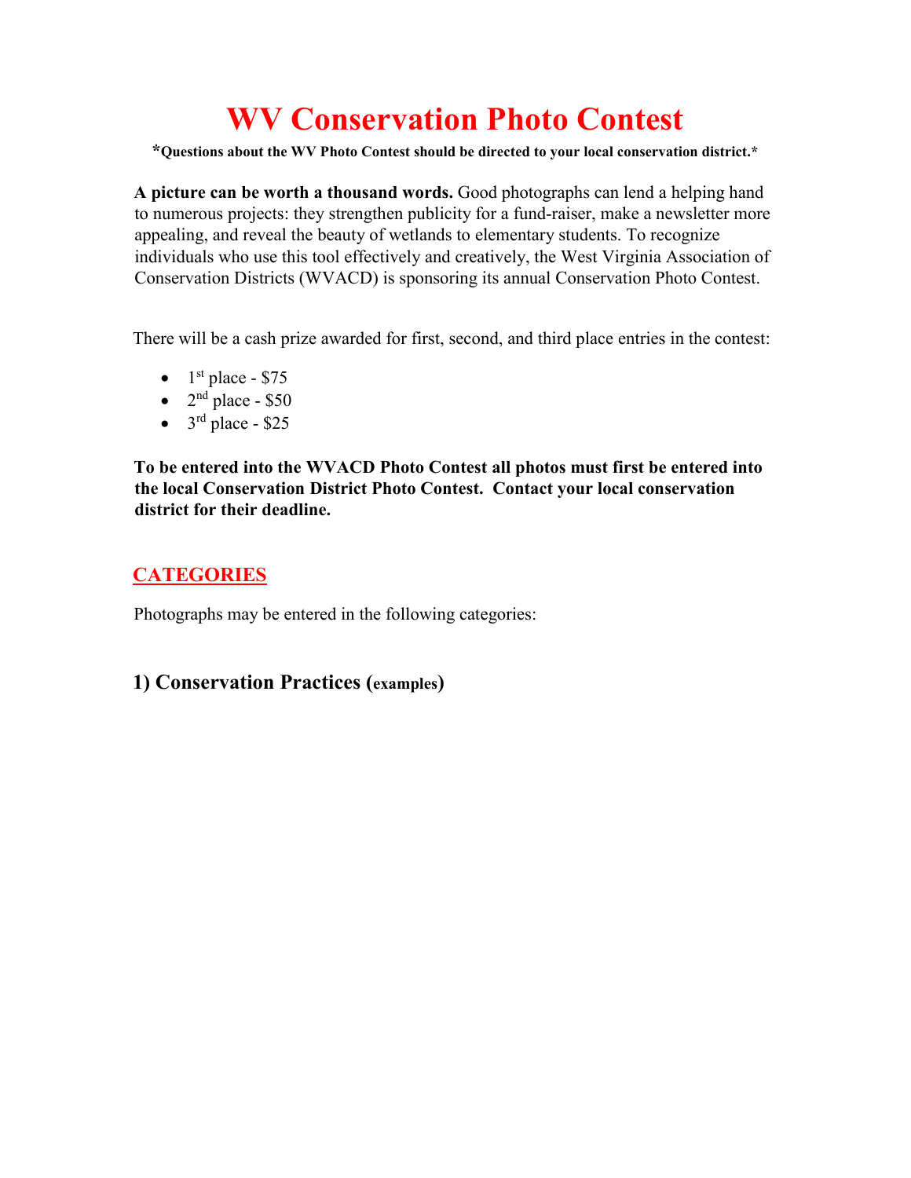# WV Conservation Photo Contest

***Questions about the WV Photo Contest should be directed to your local conservation district.***

**A picture can be worth a thousand words.** Good photographs can lend a helping hand to numerous projects: they strengthen publicity for a fund-raiser, make a newsletter more appealing, and reveal the beauty of wetlands to elementary students. To recognize individuals who use this tool effectively and creatively, the West Virginia Association of Conservation Districts (WVACD) is sponsoring its annual Conservation Photo Contest.

There will be a cash prize awarded for first, second, and third place entries in the contest:

- 1st place - $75
- 2nd place - $50
- 3rd place - $25

**To be entered into the WVACD Photo Contest all photos must first be entered into the local Conservation District Photo Contest. Contact your local conservation district for their deadline.**

## CATEGORIES

Photographs may be entered in the following categories:

### 1) Conservation Practices (examples)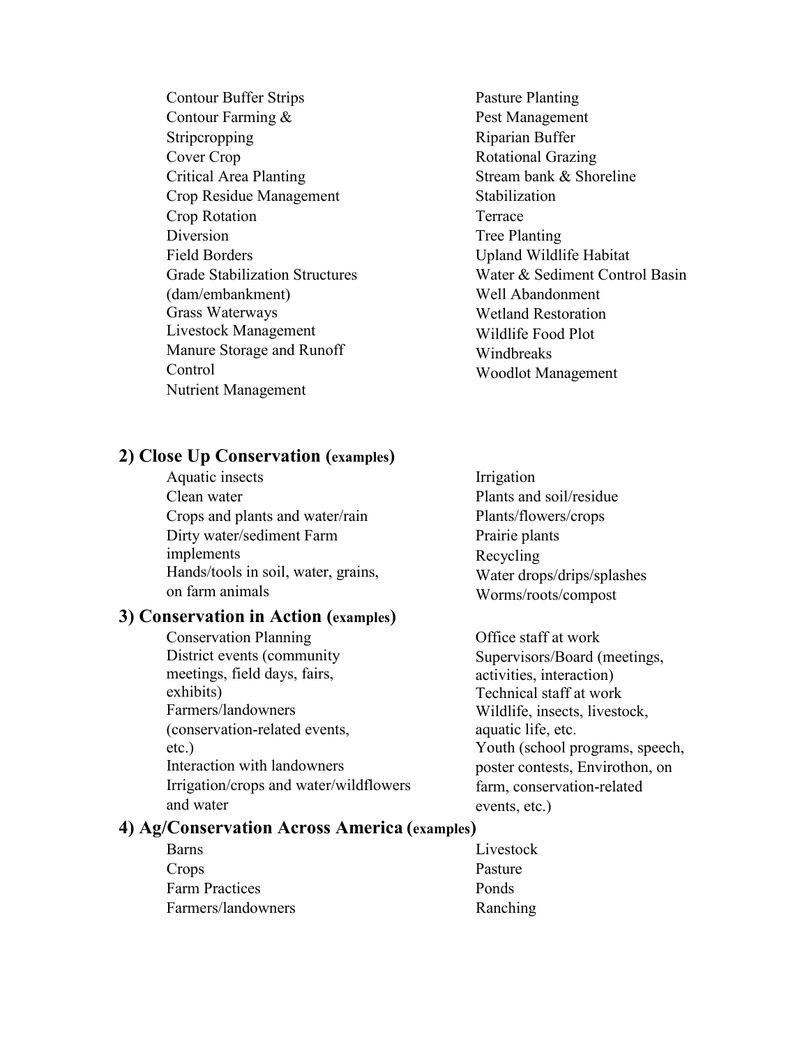- Contour Buffer Strips
- Contour Farming & Stripcropping
- Cover Crop
- Critical Area Planting
- Crop Residue Management
- Crop Rotation
- Diversion
- Field Borders
- Grade Stabilization Structures (dam/embankment)
- Grass Waterways
- Livestock Management
- Manure Storage and Runoff Control
- Nutrient Management
- Pasture Planting
- Pest Management
- Riparian Buffer
- Rotational Grazing
- Stream bank & Shoreline Stabilization
- Terrace
- Tree Planting
- Upland Wildlife Habitat
- Water & Sediment Control Basin
- Well Abandonment
- Wetland Restoration
- Wildlife Food Plot
- Windbreaks
- Woodlot Management

## 2) Close Up Conservation (examples)

- Aquatic insects
- Clean water
- Crops and plants and water/rain
- Dirty water/sediment Farm implements
- Hands/tools in soil, water, grains, on farm animals
- Irrigation
- Plants and soil/residue
- Plants/flowers/crops
- Prairie plants
- Recycling
- Water drops/drips/splashes
- Worms/roots/compost

## 3) Conservation in Action (examples)

- Conservation Planning
- District events (community meetings, field days, fairs, exhibits)
- Farmers/landowners (conservation-related events, etc.)
- Interaction with landowners
- Irrigation/crops and water/wildflowers and water
- Office staff at work
- Supervisors/Board (meetings, activities, interaction)
- Technical staff at work
- Wildlife, insects, livestock, aquatic life, etc.
- Youth (school programs, speech, poster contests, Envirothon, on farm, conservation-related events, etc.)

## 4) Ag/Conservation Across America (examples)

- Barns
- Crops
- Farm Practices
- Farmers/landowners
- Livestock
- Pasture
- Ponds
- Ranching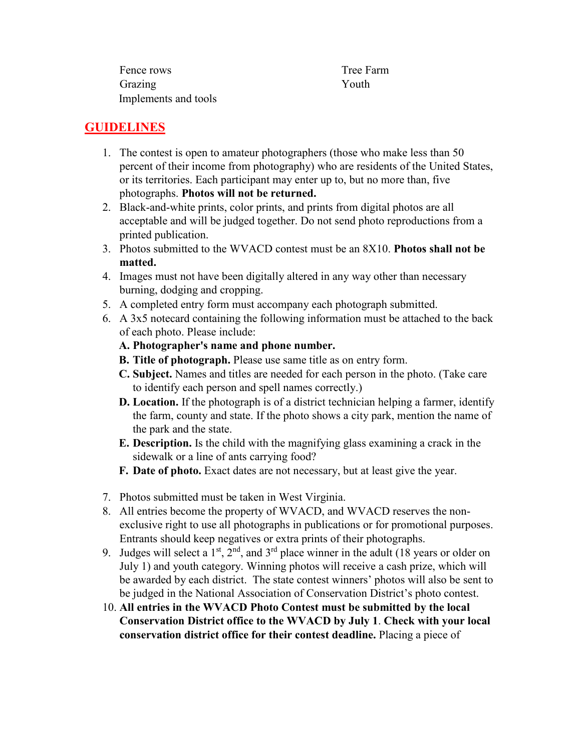- Fence rows
- Grazing
- Implements and tools
- Tree Farm
- Youth

## GUIDELINES

1. The contest is open to amateur photographers (those who make less than 50 percent of their income from photography) who are residents of the United States, or its territories. Each participant may enter up to, but no more than, five photographs. **Photos will not be returned.**
2. Black-and-white prints, color prints, and prints from digital photos are all acceptable and will be judged together. Do not send photo reproductions from a printed publication.
3. Photos submitted to the WVACD contest must be an 8X10. **Photos shall not be matted.**
4. Images must not have been digitally altered in any way other than necessary burning, dodging and cropping.
5. A completed entry form must accompany each photograph submitted.
6. A 3x5 notecard containing the following information must be attached to the back of each photo. Please include:
   - **A. Photographer's name and phone number.**
   - **B. Title of photograph.** Please use same title as on entry form.
   - **C. Subject.** Names and titles are needed for each person in the photo. (Take care to identify each person and spell names correctly.)
   - **D. Location.** If the photograph is of a district technician helping a farmer, identify the farm, county and state. If the photo shows a city park, mention the name of the park and the state.
   - **E. Description.** Is the child with the magnifying glass examining a crack in the sidewalk or a line of ants carrying food?
   - **F. Date of photo.** Exact dates are not necessary, but at least give the year.
7. Photos submitted must be taken in West Virginia.
8. All entries become the property of WVACD, and WVACD reserves the non-exclusive right to use all photographs in publications or for promotional purposes. Entrants should keep negatives or extra prints of their photographs.
9. Judges will select a 1st, 2nd, and 3rd place winner in the adult (18 years or older on July 1) and youth category. Winning photos will receive a cash prize, which will be awarded by each district. The state contest winners' photos will also be sent to be judged in the National Association of Conservation District's photo contest.
10. **All entries in the WVACD Photo Contest must be submitted by the local Conservation District office to the WVACD by July 1**. **Check with your local conservation district office for their contest deadline.** Placing a piece of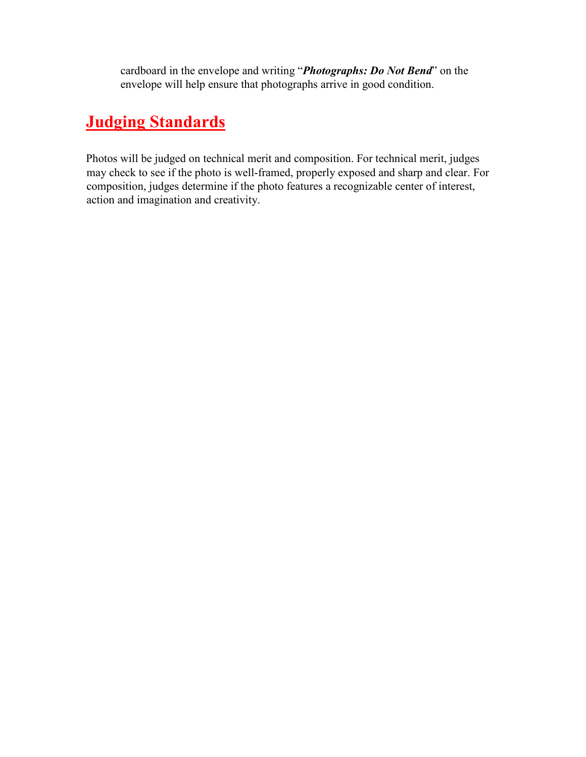cardboard in the envelope and writing “***Photographs: Do Not Bend***” on the envelope will help ensure that photographs arrive in good condition.

## Judging Standards

Photos will be judged on technical merit and composition. For technical merit, judges may check to see if the photo is well-framed, properly exposed and sharp and clear. For composition, judges determine if the photo features a recognizable center of interest, action and imagination and creativity.